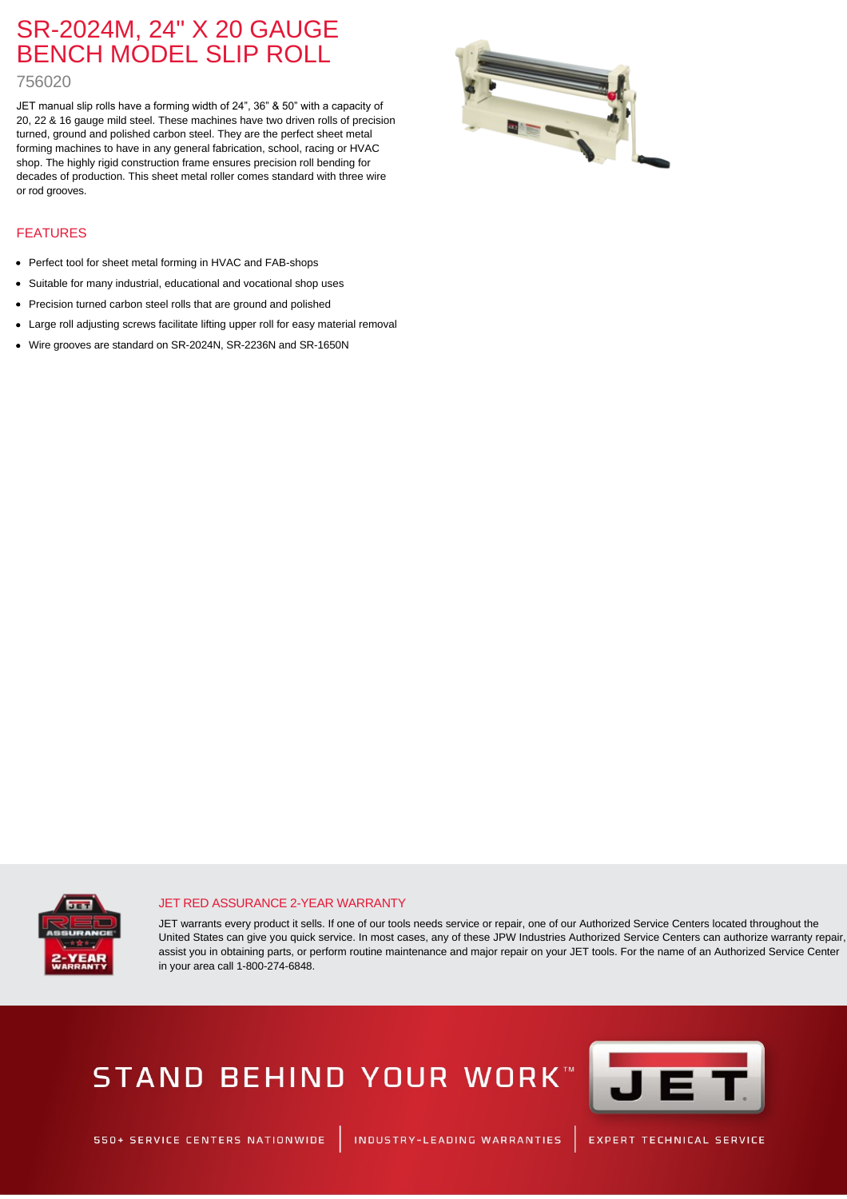# SR-2024M, 24" X 20 GAUGE BENCH MODEL SLIP ROLL

756020

JET manual slip rolls have a forming width of 24", 36" & 50" with a capacity of 20, 22 & 16 gauge mild steel. These machines have two driven rolls of precision turned, ground and polished carbon steel. They are the perfect sheet metal forming machines to have in any general fabrication, school, racing or HVAC shop. The highly rigid construction frame ensures precision roll bending for decades of production. This sheet metal roller comes standard with three wire or rod grooves.

## FEATURES

- Perfect tool for sheet metal forming in HVAC and FAB-shops
- Suitable for many industrial, educational and vocational shop uses
- Precision turned carbon steel rolls that are ground and polished
- Large roll adjusting screws facilitate lifting upper roll for easy material removal
- Wire grooves are standard on SR-2024N, SR-2236N and SR-1650N

## JET RED ASSURANCE 2-YEAR WARRANTY

JET warrants every product it sells. If one of our tools needs service or repair, one of our Authorized Service Centers located throughout the United States can give you quick service. In most cases, any of these JPW Industries Authorized Service Centers can authorize warranty repair, assist you in obtaining parts, or perform routine maintenance and major repair on your JET tools. For the name of an Authorized Service Center in your area call 1-800-274-6848.

STAND BEHIND YOUR WORK™

550+ SERVICE CENTERS NATIONWIDE | INDUSTRY-LEADING WARRANTIES | EXPERT TECHNICAL SERVICE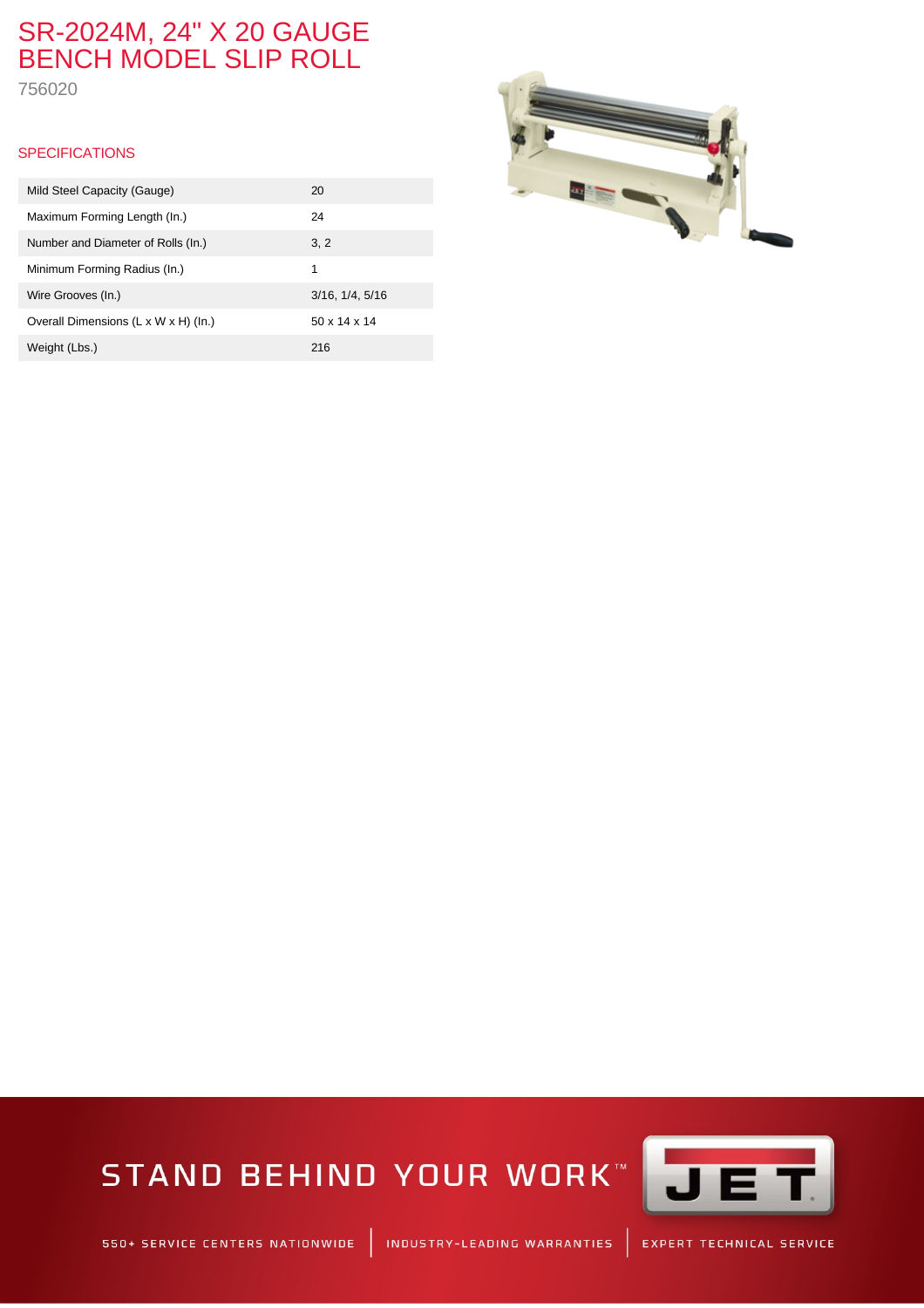# SR-2024M, 24" X 20 GAUGE BENCH MODEL SLIP ROLL

756020

## SPECIFICATIONS

| | |
|---|---|
| Mild Steel Capacity (Gauge) | 20 |
| Maximum Forming Length (In.) | 24 |
| Number and Diameter of Rolls (In.) | 3, 2 |
| Minimum Forming Radius (In.) | 1 |
| Wire Grooves (In.) | 3/16, 1/4, 5/16 |
| Overall Dimensions (L x W x H) (In.) | 50 x 14 x 14 |
| Weight (Lbs.) | 216 |

STAND BEHIND YOUR WORK™

JET

550+ SERVICE CENTERS NATIONWIDE | INDUSTRY-LEADING WARRANTIES | EXPERT TECHNICAL SERVICE